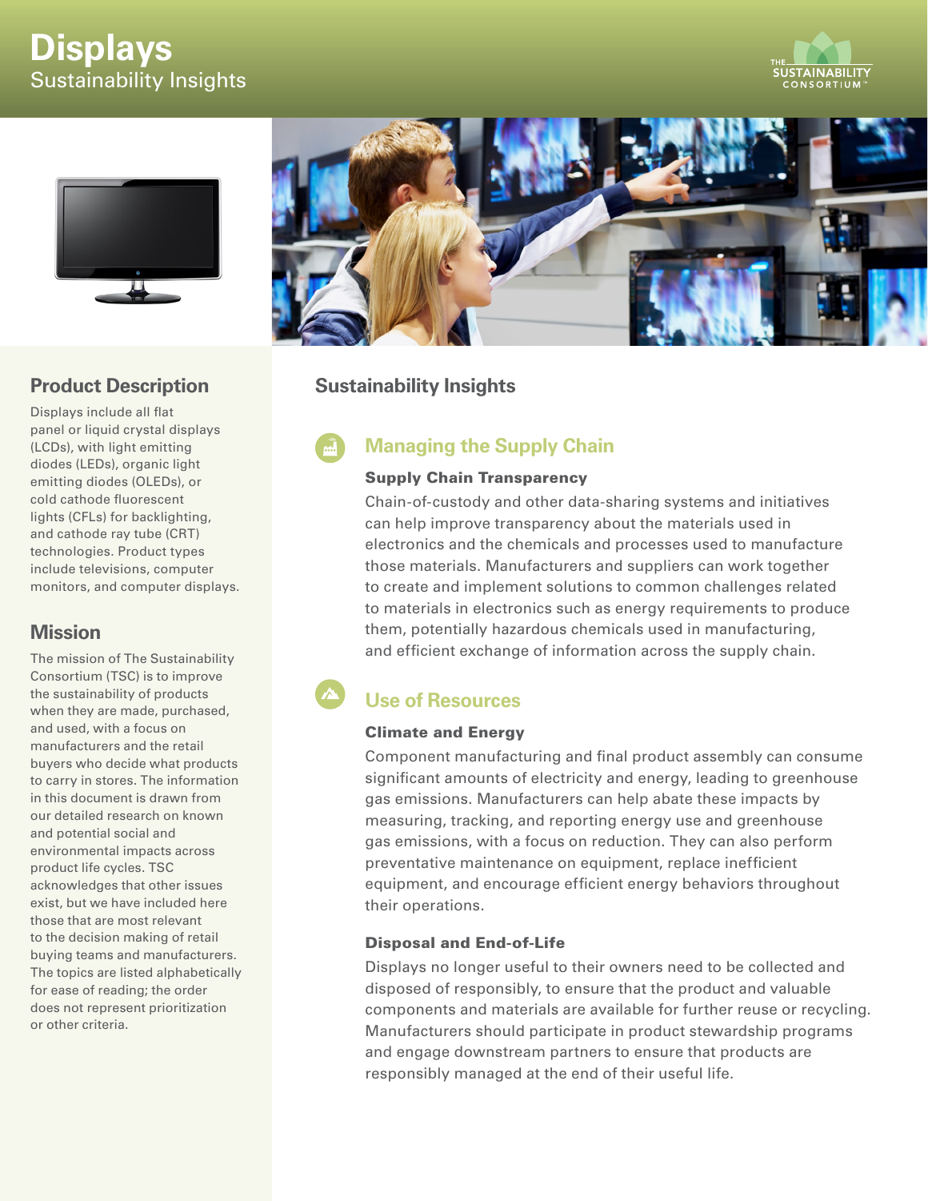# Displays

Sustainability Insights

## Product Description

Displays include all flat panel or liquid crystal displays (LCDs), with light emitting diodes (LEDs), organic light emitting diodes (OLEDs), or cold cathode fluorescent lights (CFLs) for backlighting, and cathode ray tube (CRT) technologies. Product types include televisions, computer monitors, and computer displays.

## Mission

The mission of The Sustainability Consortium (TSC) is to improve the sustainability of products when they are made, purchased, and used, with a focus on manufacturers and the retail buyers who decide what products to carry in stores. The information in this document is drawn from our detailed research on known and potential social and environmental impacts across product life cycles. TSC acknowledges that other issues exist, but we have included here those that are most relevant to the decision making of retail buying teams and manufacturers. The topics are listed alphabetically for ease of reading; the order does not represent prioritization or other criteria.

## Sustainability Insights

### Managing the Supply Chain

#### Supply Chain Transparency

Chain-of-custody and other data-sharing systems and initiatives can help improve transparency about the materials used in electronics and the chemicals and processes used to manufacture those materials. Manufacturers and suppliers can work together to create and implement solutions to common challenges related to materials in electronics such as energy requirements to produce them, potentially hazardous chemicals used in manufacturing, and efficient exchange of information across the supply chain.

### Use of Resources

#### Climate and Energy

Component manufacturing and final product assembly can consume significant amounts of electricity and energy, leading to greenhouse gas emissions. Manufacturers can help abate these impacts by measuring, tracking, and reporting energy use and greenhouse gas emissions, with a focus on reduction. They can also perform preventative maintenance on equipment, replace inefficient equipment, and encourage efficient energy behaviors throughout their operations.

#### Disposal and End-of-Life

Displays no longer useful to their owners need to be collected and disposed of responsibly, to ensure that the product and valuable components and materials are available for further reuse or recycling. Manufacturers should participate in product stewardship programs and engage downstream partners to ensure that products are responsibly managed at the end of their useful life.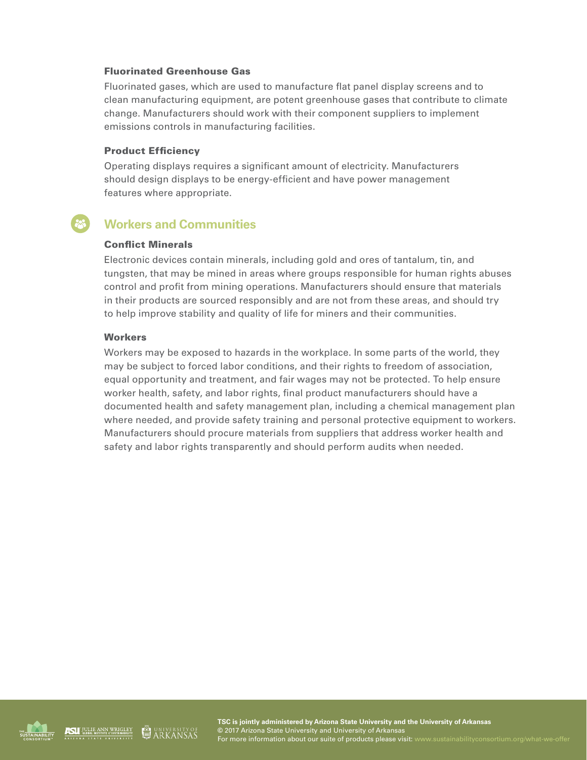### Fluorinated Greenhouse Gas

Fluorinated gases, which are used to manufacture flat panel display screens and to clean manufacturing equipment, are potent greenhouse gases that contribute to climate change. Manufacturers should work with their component suppliers to implement emissions controls in manufacturing facilities.

### Product Efficiency

Operating displays requires a significant amount of electricity. Manufacturers should design displays to be energy-efficient and have power management features where appropriate.

## Workers and Communities

### Conflict Minerals

Electronic devices contain minerals, including gold and ores of tantalum, tin, and tungsten, that may be mined in areas where groups responsible for human rights abuses control and profit from mining operations. Manufacturers should ensure that materials in their products are sourced responsibly and are not from these areas, and should try to help improve stability and quality of life for miners and their communities.

### Workers

Workers may be exposed to hazards in the workplace. In some parts of the world, they may be subject to forced labor conditions, and their rights to freedom of association, equal opportunity and treatment, and fair wages may not be protected. To help ensure worker health, safety, and labor rights, final product manufacturers should have a documented health and safety management plan, including a chemical management plan where needed, and provide safety training and personal protective equipment to workers. Manufacturers should procure materials from suppliers that address worker health and safety and labor rights transparently and should perform audits when needed.

**TSC is jointly administered by Arizona State University and the University of Arkansas**
© 2017 Arizona State University and University of Arkansas
For more information about our suite of products please visit: www.sustainabilityconsortium.org/what-we-offer